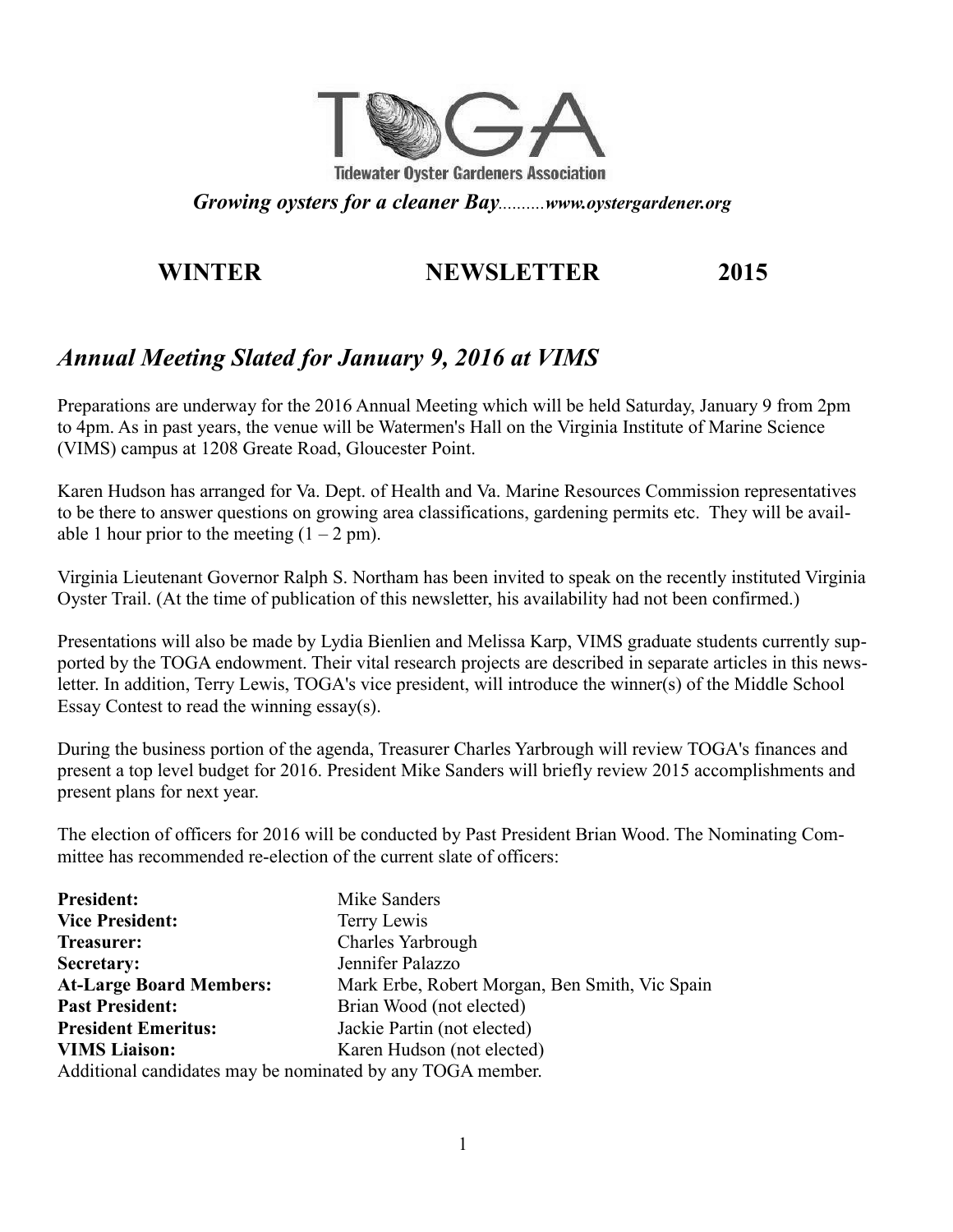# TOGA

**Tidewater Oyster Gardeners Association**

***Growing oysters for a cleaner Bay**..........**www.oystergardener.org***

## WINTER NEWSLETTER 2015

## *Annual Meeting Slated for January 9, 2016 at VIMS*

Preparations are underway for the 2016 Annual Meeting which will be held Saturday, January 9 from 2pm to 4pm. As in past years, the venue will be Watermen's Hall on the Virginia Institute of Marine Science (VIMS) campus at 1208 Greate Road, Gloucester Point.

Karen Hudson has arranged for Va. Dept. of Health and Va. Marine Resources Commission representatives to be there to answer questions on growing area classifications, gardening permits etc. They will be available 1 hour prior to the meeting (1 – 2 pm).

Virginia Lieutenant Governor Ralph S. Northam has been invited to speak on the recently instituted Virginia Oyster Trail. (At the time of publication of this newsletter, his availability had not been confirmed.)

Presentations will also be made by Lydia Bienlien and Melissa Karp, VIMS graduate students currently supported by the TOGA endowment. Their vital research projects are described in separate articles in this newsletter. In addition, Terry Lewis, TOGA's vice president, will introduce the winner(s) of the Middle School Essay Contest to read the winning essay(s).

During the business portion of the agenda, Treasurer Charles Yarbrough will review TOGA's finances and present a top level budget for 2016. President Mike Sanders will briefly review 2015 accomplishments and present plans for next year.

The election of officers for 2016 will be conducted by Past President Brian Wood. The Nominating Committee has recommended re-election of the current slate of officers:

| | |
|---|---|
| **President:** | Mike Sanders |
| **Vice President:** | Terry Lewis |
| **Treasurer:** | Charles Yarbrough |
| **Secretary:** | Jennifer Palazzo |
| **At-Large Board Members:** | Mark Erbe, Robert Morgan, Ben Smith, Vic Spain |
| **Past President:** | Brian Wood (not elected) |
| **President Emeritus:** | Jackie Partin (not elected) |
| **VIMS Liaison:** | Karen Hudson (not elected) |

Additional candidates may be nominated by any TOGA member.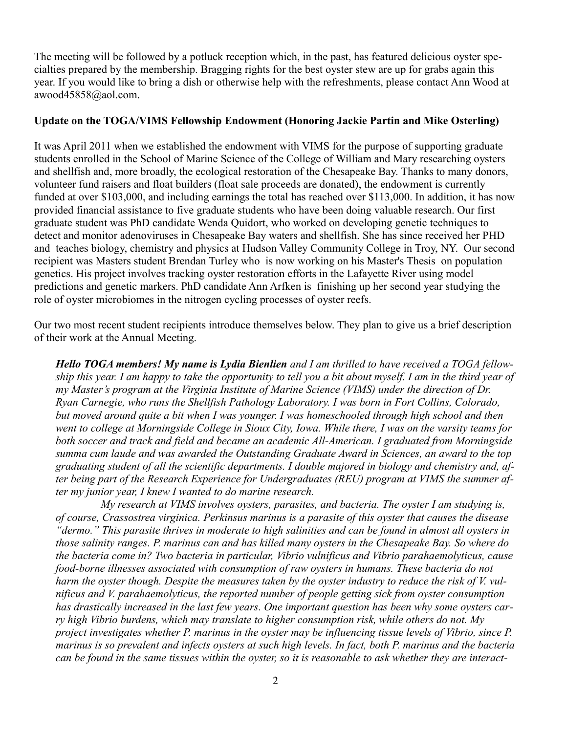The meeting will be followed by a potluck reception which, in the past, has featured delicious oyster specialties prepared by the membership. Bragging rights for the best oyster stew are up for grabs again this year. If you would like to bring a dish or otherwise help with the refreshments, please contact Ann Wood at awood45858@aol.com.

**Update on the TOGA/VIMS Fellowship Endowment (Honoring Jackie Partin and Mike Osterling)**

It was April 2011 when we established the endowment with VIMS for the purpose of supporting graduate students enrolled in the School of Marine Science of the College of William and Mary researching oysters and shellfish and, more broadly, the ecological restoration of the Chesapeake Bay. Thanks to many donors, volunteer fund raisers and float builders (float sale proceeds are donated), the endowment is currently funded at over $103,000, and including earnings the total has reached over $113,000. In addition, it has now provided financial assistance to five graduate students who have been doing valuable research. Our first graduate student was PhD candidate Wenda Quidort, who worked on developing genetic techniques to detect and monitor adenoviruses in Chesapeake Bay waters and shellfish. She has since received her PHD and teaches biology, chemistry and physics at Hudson Valley Community College in Troy, NY. Our second recipient was Masters student Brendan Turley who is now working on his Master's Thesis on population genetics. His project involves tracking oyster restoration efforts in the Lafayette River using model predictions and genetic markers. PhD candidate Ann Arfken is finishing up her second year studying the role of oyster microbiomes in the nitrogen cycling processes of oyster reefs.

Our two most recent student recipients introduce themselves below. They plan to give us a brief description of their work at the Annual Meeting.

***Hello TOGA members! My name is Lydia Bienlien*** *and I am thrilled to have received a TOGA fellowship this year. I am happy to take the opportunity to tell you a bit about myself. I am in the third year of my Master's program at the Virginia Institute of Marine Science (VIMS) under the direction of Dr. Ryan Carnegie, who runs the Shellfish Pathology Laboratory. I was born in Fort Collins, Colorado, but moved around quite a bit when I was younger. I was homeschooled through high school and then went to college at Morningside College in Sioux City, Iowa. While there, I was on the varsity teams for both soccer and track and field and became an academic All-American. I graduated from Morningside summa cum laude and was awarded the Outstanding Graduate Award in Sciences, an award to the top graduating student of all the scientific departments. I double majored in biology and chemistry and, after being part of the Research Experience for Undergraduates (REU) program at VIMS the summer after my junior year, I knew I wanted to do marine research.*

*My research at VIMS involves oysters, parasites, and bacteria. The oyster I am studying is, of course, Crassostrea virginica. Perkinsus marinus is a parasite of this oyster that causes the disease "dermo." This parasite thrives in moderate to high salinities and can be found in almost all oysters in those salinity ranges. P. marinus can and has killed many oysters in the Chesapeake Bay. So where do the bacteria come in? Two bacteria in particular, Vibrio vulnificus and Vibrio parahaemolyticus, cause food-borne illnesses associated with consumption of raw oysters in humans. These bacteria do not harm the oyster though. Despite the measures taken by the oyster industry to reduce the risk of V. vulnificus and V. parahaemolyticus, the reported number of people getting sick from oyster consumption has drastically increased in the last few years. One important question has been why some oysters carry high Vibrio burdens, which may translate to higher consumption risk, while others do not. My project investigates whether P. marinus in the oyster may be influencing tissue levels of Vibrio, since P. marinus is so prevalent and infects oysters at such high levels. In fact, both P. marinus and the bacteria can be found in the same tissues within the oyster, so it is reasonable to ask whether they are interact-*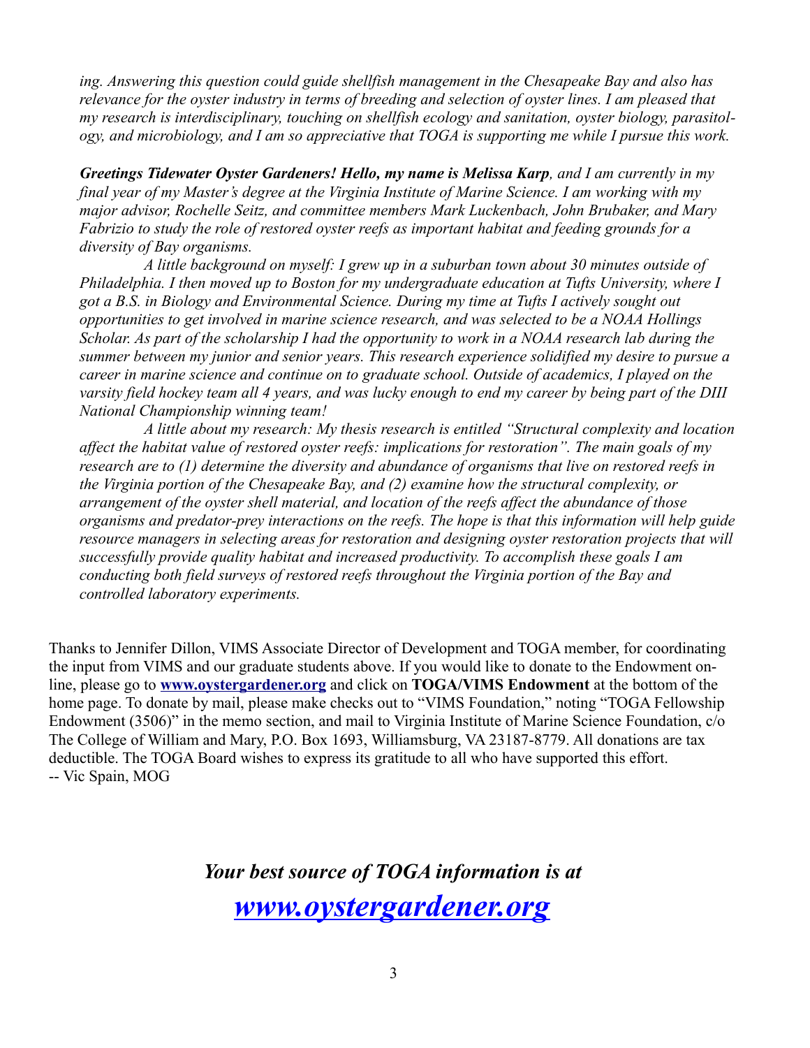*ing. Answering this question could guide shellfish management in the Chesapeake Bay and also has relevance for the oyster industry in terms of breeding and selection of oyster lines. I am pleased that my research is interdisciplinary, touching on shellfish ecology and sanitation, oyster biology, parasitology, and microbiology, and I am so appreciative that TOGA is supporting me while I pursue this work.*

***Greetings Tidewater Oyster Gardeners! Hello, my name is Melissa Karp**, and I am currently in my final year of my Master's degree at the Virginia Institute of Marine Science. I am working with my major advisor, Rochelle Seitz, and committee members Mark Luckenbach, John Brubaker, and Mary Fabrizio to study the role of restored oyster reefs as important habitat and feeding grounds for a diversity of Bay organisms.*

*A little background on myself: I grew up in a suburban town about 30 minutes outside of Philadelphia. I then moved up to Boston for my undergraduate education at Tufts University, where I got a B.S. in Biology and Environmental Science. During my time at Tufts I actively sought out opportunities to get involved in marine science research, and was selected to be a NOAA Hollings Scholar. As part of the scholarship I had the opportunity to work in a NOAA research lab during the summer between my junior and senior years. This research experience solidified my desire to pursue a career in marine science and continue on to graduate school. Outside of academics, I played on the varsity field hockey team all 4 years, and was lucky enough to end my career by being part of the DIII National Championship winning team!*

*A little about my research: My thesis research is entitled "Structural complexity and location affect the habitat value of restored oyster reefs: implications for restoration". The main goals of my research are to (1) determine the diversity and abundance of organisms that live on restored reefs in the Virginia portion of the Chesapeake Bay, and (2) examine how the structural complexity, or arrangement of the oyster shell material, and location of the reefs affect the abundance of those organisms and predator-prey interactions on the reefs. The hope is that this information will help guide resource managers in selecting areas for restoration and designing oyster restoration projects that will successfully provide quality habitat and increased productivity. To accomplish these goals I am conducting both field surveys of restored reefs throughout the Virginia portion of the Bay and controlled laboratory experiments.*

Thanks to Jennifer Dillon, VIMS Associate Director of Development and TOGA member, for coordinating the input from VIMS and our graduate students above. If you would like to donate to the Endowment online, please go to **www.oystergardener.org** and click on **TOGA/VIMS Endowment** at the bottom of the home page. To donate by mail, please make checks out to "VIMS Foundation," noting "TOGA Fellowship Endowment (3506)" in the memo section, and mail to Virginia Institute of Marine Science Foundation, c/o The College of William and Mary, P.O. Box 1693, Williamsburg, VA 23187-8779. All donations are tax deductible. The TOGA Board wishes to express its gratitude to all who have supported this effort.
-- Vic Spain, MOG

***Your best source of TOGA information is at***

***www.oystergardener.org***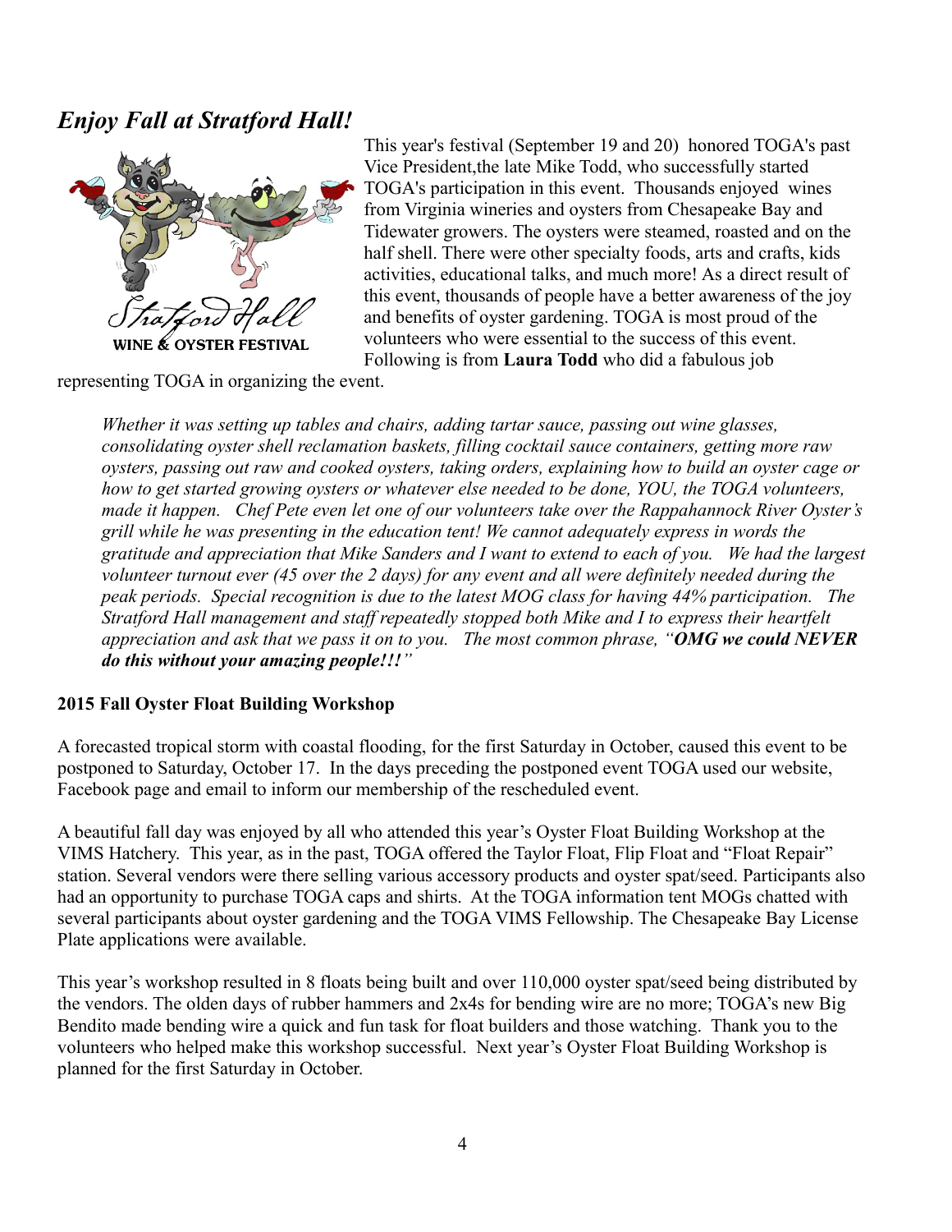## *Enjoy Fall at Stratford Hall!*

Stratford Hall
WINE & OYSTER FESTIVAL

This year's festival (September 19 and 20) honored TOGA's past Vice President,the late Mike Todd, who successfully started TOGA's participation in this event. Thousands enjoyed wines from Virginia wineries and oysters from Chesapeake Bay and Tidewater growers. The oysters were steamed, roasted and on the half shell. There were other specialty foods, arts and crafts, kids activities, educational talks, and much more! As a direct result of this event, thousands of people have a better awareness of the joy and benefits of oyster gardening. TOGA is most proud of the volunteers who were essential to the success of this event. Following is from **Laura Todd** who did a fabulous job representing TOGA in organizing the event.

> *Whether it was setting up tables and chairs, adding tartar sauce, passing out wine glasses, consolidating oyster shell reclamation baskets, filling cocktail sauce containers, getting more raw oysters, passing out raw and cooked oysters, taking orders, explaining how to build an oyster cage or how to get started growing oysters or whatever else needed to be done, YOU, the TOGA volunteers, made it happen. Chef Pete even let one of our volunteers take over the Rappahannock River Oyster's grill while he was presenting in the education tent! We cannot adequately express in words the gratitude and appreciation that Mike Sanders and I want to extend to each of you. We had the largest volunteer turnout ever (45 over the 2 days) for any event and all were definitely needed during the peak periods. Special recognition is due to the latest MOG class for having 44% participation. The Stratford Hall management and staff repeatedly stopped both Mike and I to express their heartfelt appreciation and ask that we pass it on to you. The most common phrase, "**OMG we could NEVER do this without your amazing people!!!**"*

### 2015 Fall Oyster Float Building Workshop

A forecasted tropical storm with coastal flooding, for the first Saturday in October, caused this event to be postponed to Saturday, October 17. In the days preceding the postponed event TOGA used our website, Facebook page and email to inform our membership of the rescheduled event.

A beautiful fall day was enjoyed by all who attended this year's Oyster Float Building Workshop at the VIMS Hatchery. This year, as in the past, TOGA offered the Taylor Float, Flip Float and "Float Repair" station. Several vendors were there selling various accessory products and oyster spat/seed. Participants also had an opportunity to purchase TOGA caps and shirts. At the TOGA information tent MOGs chatted with several participants about oyster gardening and the TOGA VIMS Fellowship. The Chesapeake Bay License Plate applications were available.

This year's workshop resulted in 8 floats being built and over 110,000 oyster spat/seed being distributed by the vendors. The olden days of rubber hammers and 2x4s for bending wire are no more; TOGA's new Big Bendito made bending wire a quick and fun task for float builders and those watching. Thank you to the volunteers who helped make this workshop successful. Next year's Oyster Float Building Workshop is planned for the first Saturday in October.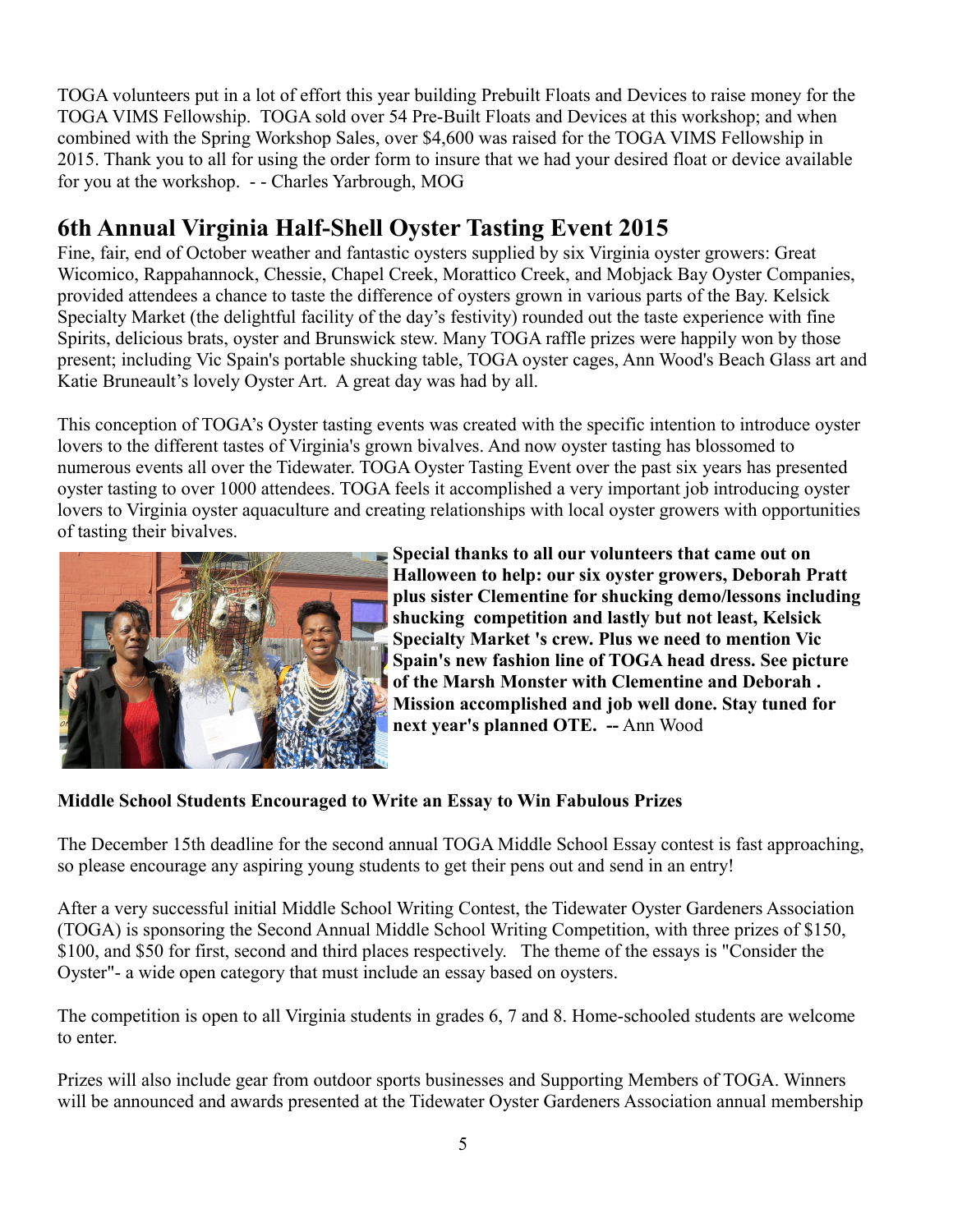TOGA volunteers put in a lot of effort this year building Prebuilt Floats and Devices to raise money for the TOGA VIMS Fellowship. TOGA sold over 54 Pre-Built Floats and Devices at this workshop; and when combined with the Spring Workshop Sales, over $4,600 was raised for the TOGA VIMS Fellowship in 2015. Thank you to all for using the order form to insure that we had your desired float or device available for you at the workshop. - - Charles Yarbrough, MOG

## 6th Annual Virginia Half-Shell Oyster Tasting Event 2015

Fine, fair, end of October weather and fantastic oysters supplied by six Virginia oyster growers: Great Wicomico, Rappahannock, Chessie, Chapel Creek, Morattico Creek, and Mobjack Bay Oyster Companies, provided attendees a chance to taste the difference of oysters grown in various parts of the Bay. Kelsick Specialty Market (the delightful facility of the day's festivity) rounded out the taste experience with fine Spirits, delicious brats, oyster and Brunswick stew. Many TOGA raffle prizes were happily won by those present; including Vic Spain's portable shucking table, TOGA oyster cages, Ann Wood's Beach Glass art and Katie Bruneault's lovely Oyster Art. A great day was had by all.

This conception of TOGA's Oyster tasting events was created with the specific intention to introduce oyster lovers to the different tastes of Virginia's grown bivalves. And now oyster tasting has blossomed to numerous events all over the Tidewater. TOGA Oyster Tasting Event over the past six years has presented oyster tasting to over 1000 attendees. TOGA feels it accomplished a very important job introducing oyster lovers to Virginia oyster aquaculture and creating relationships with local oyster growers with opportunities of tasting their bivalves.

**Special thanks to all our volunteers that came out on Halloween to help: our six oyster growers, Deborah Pratt plus sister Clementine for shucking demo/lessons including shucking competition and lastly but not least, Kelsick Specialty Market 's crew. Plus we need to mention Vic Spain's new fashion line of TOGA head dress. See picture of the Marsh Monster with Clementine and Deborah . Mission accomplished and job well done. Stay tuned for next year's planned OTE. --** Ann Wood

**Middle School Students Encouraged to Write an Essay to Win Fabulous Prizes**

The December 15th deadline for the second annual TOGA Middle School Essay contest is fast approaching, so please encourage any aspiring young students to get their pens out and send in an entry!

After a very successful initial Middle School Writing Contest, the Tidewater Oyster Gardeners Association (TOGA) is sponsoring the Second Annual Middle School Writing Competition, with three prizes of $150, $100, and $50 for first, second and third places respectively. The theme of the essays is "Consider the Oyster"- a wide open category that must include an essay based on oysters.

The competition is open to all Virginia students in grades 6, 7 and 8. Home-schooled students are welcome to enter.

Prizes will also include gear from outdoor sports businesses and Supporting Members of TOGA. Winners will be announced and awards presented at the Tidewater Oyster Gardeners Association annual membership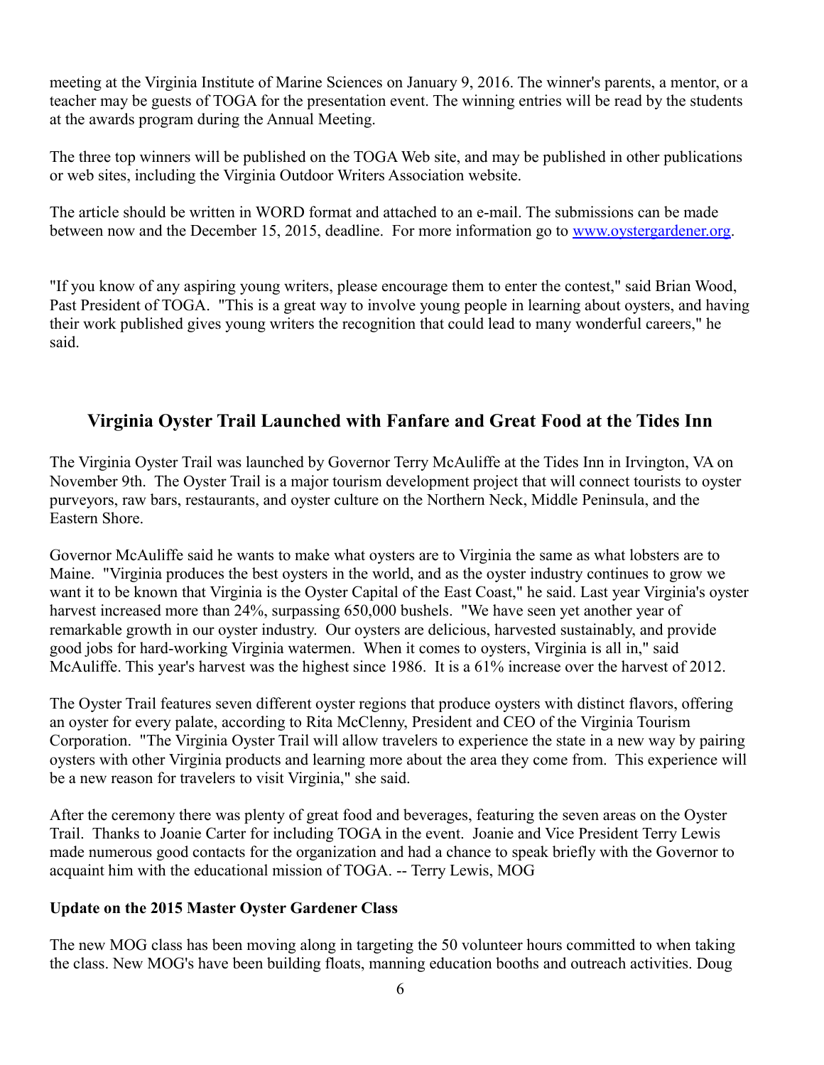meeting at the Virginia Institute of Marine Sciences on January 9, 2016. The winner's parents, a mentor, or a teacher may be guests of TOGA for the presentation event. The winning entries will be read by the students at the awards program during the Annual Meeting.

The three top winners will be published on the TOGA Web site, and may be published in other publications or web sites, including the Virginia Outdoor Writers Association website.

The article should be written in WORD format and attached to an e-mail. The submissions can be made between now and the December 15, 2015, deadline. For more information go to [www.oystergardener.org](http://www.oystergardener.org).

"If you know of any aspiring young writers, please encourage them to enter the contest," said Brian Wood, Past President of TOGA. "This is a great way to involve young people in learning about oysters, and having their work published gives young writers the recognition that could lead to many wonderful careers," he said.

## Virginia Oyster Trail Launched with Fanfare and Great Food at the Tides Inn

The Virginia Oyster Trail was launched by Governor Terry McAuliffe at the Tides Inn in Irvington, VA on November 9th. The Oyster Trail is a major tourism development project that will connect tourists to oyster purveyors, raw bars, restaurants, and oyster culture on the Northern Neck, Middle Peninsula, and the Eastern Shore.

Governor McAuliffe said he wants to make what oysters are to Virginia the same as what lobsters are to Maine. "Virginia produces the best oysters in the world, and as the oyster industry continues to grow we want it to be known that Virginia is the Oyster Capital of the East Coast," he said. Last year Virginia's oyster harvest increased more than 24%, surpassing 650,000 bushels. "We have seen yet another year of remarkable growth in our oyster industry. Our oysters are delicious, harvested sustainably, and provide good jobs for hard-working Virginia watermen. When it comes to oysters, Virginia is all in," said McAuliffe. This year's harvest was the highest since 1986. It is a 61% increase over the harvest of 2012.

The Oyster Trail features seven different oyster regions that produce oysters with distinct flavors, offering an oyster for every palate, according to Rita McClenny, President and CEO of the Virginia Tourism Corporation. "The Virginia Oyster Trail will allow travelers to experience the state in a new way by pairing oysters with other Virginia products and learning more about the area they come from. This experience will be a new reason for travelers to visit Virginia," she said.

After the ceremony there was plenty of great food and beverages, featuring the seven areas on the Oyster Trail. Thanks to Joanie Carter for including TOGA in the event. Joanie and Vice President Terry Lewis made numerous good contacts for the organization and had a chance to speak briefly with the Governor to acquaint him with the educational mission of TOGA. -- Terry Lewis, MOG

**Update on the 2015 Master Oyster Gardener Class**

The new MOG class has been moving along in targeting the 50 volunteer hours committed to when taking the class. New MOG's have been building floats, manning education booths and outreach activities. Doug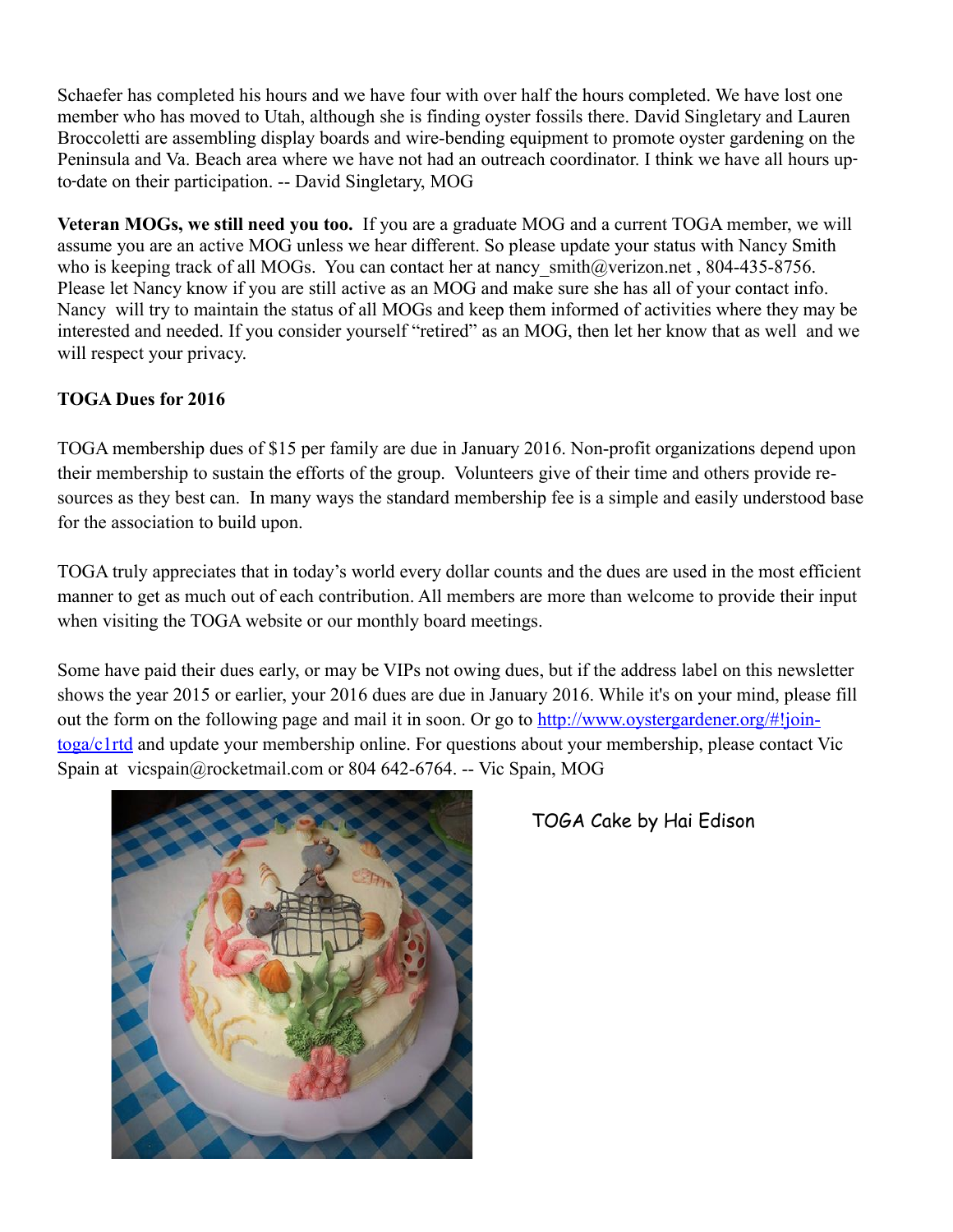Schaefer has completed his hours and we have four with over half the hours completed. We have lost one member who has moved to Utah, although she is finding oyster fossils there. David Singletary and Lauren Broccoletti are assembling display boards and wire-bending equipment to promote oyster gardening on the Peninsula and Va. Beach area where we have not had an outreach coordinator. I think we have all hours up-to-date on their participation. -- David Singletary, MOG

**Veteran MOGs, we still need you too.** If you are a graduate MOG and a current TOGA member, we will assume you are an active MOG unless we hear different. So please update your status with Nancy Smith who is keeping track of all MOGs. You can contact her at nancy_smith@verizon.net , 804-435-8756. Please let Nancy know if you are still active as an MOG and make sure she has all of your contact info. Nancy will try to maintain the status of all MOGs and keep them informed of activities where they may be interested and needed. If you consider yourself "retired" as an MOG, then let her know that as well and we will respect your privacy.

**TOGA Dues for 2016**

TOGA membership dues of $15 per family are due in January 2016. Non-profit organizations depend upon their membership to sustain the efforts of the group. Volunteers give of their time and others provide resources as they best can. In many ways the standard membership fee is a simple and easily understood base for the association to build upon.

TOGA truly appreciates that in today's world every dollar counts and the dues are used in the most efficient manner to get as much out of each contribution. All members are more than welcome to provide their input when visiting the TOGA website or our monthly board meetings.

Some have paid their dues early, or may be VIPs not owing dues, but if the address label on this newsletter shows the year 2015 or earlier, your 2016 dues are due in January 2016. While it's on your mind, please fill out the form on the following page and mail it in soon. Or go to [http://www.oystergardener.org/#!join-toga/c1rtd](http://www.oystergardener.org/#!join-toga/c1rtd) and update your membership online. For questions about your membership, please contact Vic Spain at vicspain@rocketmail.com or 804 642-6764. -- Vic Spain, MOG

TOGA Cake by Hai Edison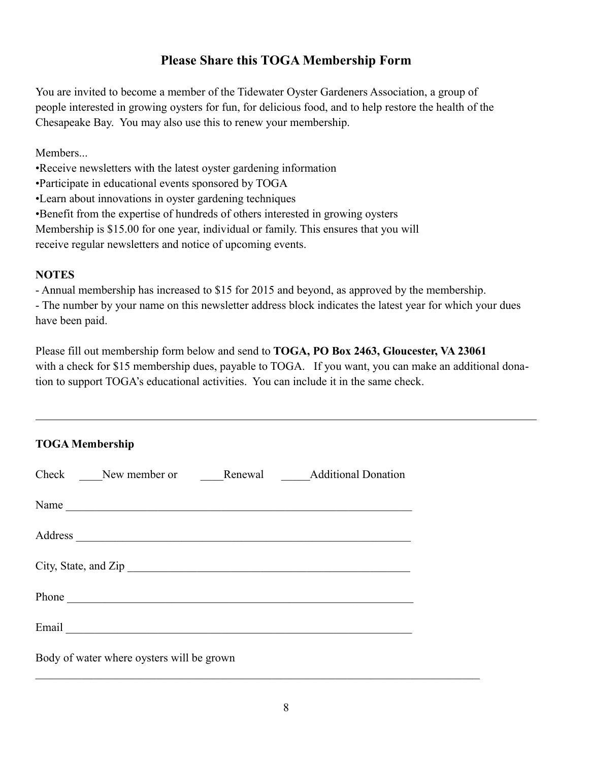## Please Share this TOGA Membership Form

You are invited to become a member of the Tidewater Oyster Gardeners Association, a group of people interested in growing oysters for fun, for delicious food, and to help restore the health of the Chesapeake Bay. You may also use this to renew your membership.

Members...

- Receive newsletters with the latest oyster gardening information
- Participate in educational events sponsored by TOGA
- Learn about innovations in oyster gardening techniques
- Benefit from the expertise of hundreds of others interested in growing oysters

Membership is $15.00 for one year, individual or family. This ensures that you will receive regular newsletters and notice of upcoming events.

**NOTES**

- Annual membership has increased to $15 for 2015 and beyond, as approved by the membership.
- The number by your name on this newsletter address block indicates the latest year for which your dues have been paid.

Please fill out membership form below and send to **TOGA, PO Box 2463, Gloucester, VA 23061** with a check for $15 membership dues, payable to TOGA. If you want, you can make an additional donation to support TOGA's educational activities. You can include it in the same check.

---

**TOGA Membership**

Check ____New member or ____Renewal _____Additional Donation

Name ______________________________________________________________

Address ____________________________________________________________

City, State, and Zip _________________________________________________

Phone ______________________________________________________________

Email ______________________________________________________________

Body of water where oysters will be grown

______________________________________________________________________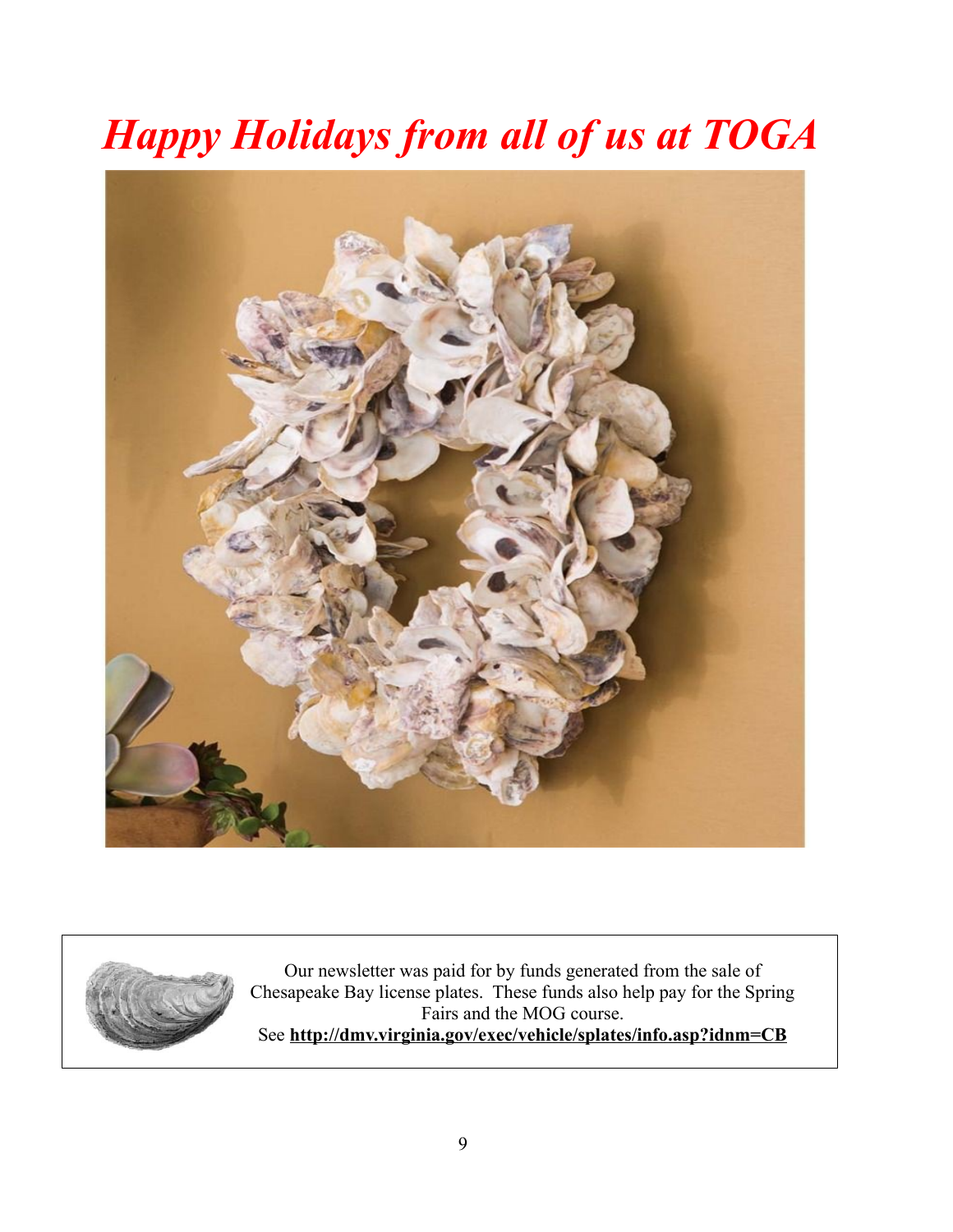# *Happy Holidays from all of us at TOGA*

Our newsletter was paid for by funds generated from the sale of Chesapeake Bay license plates. These funds also help pay for the Spring Fairs and the MOG course.
See **http://dmv.virginia.gov/exec/vehicle/splates/info.asp?idnm=CB**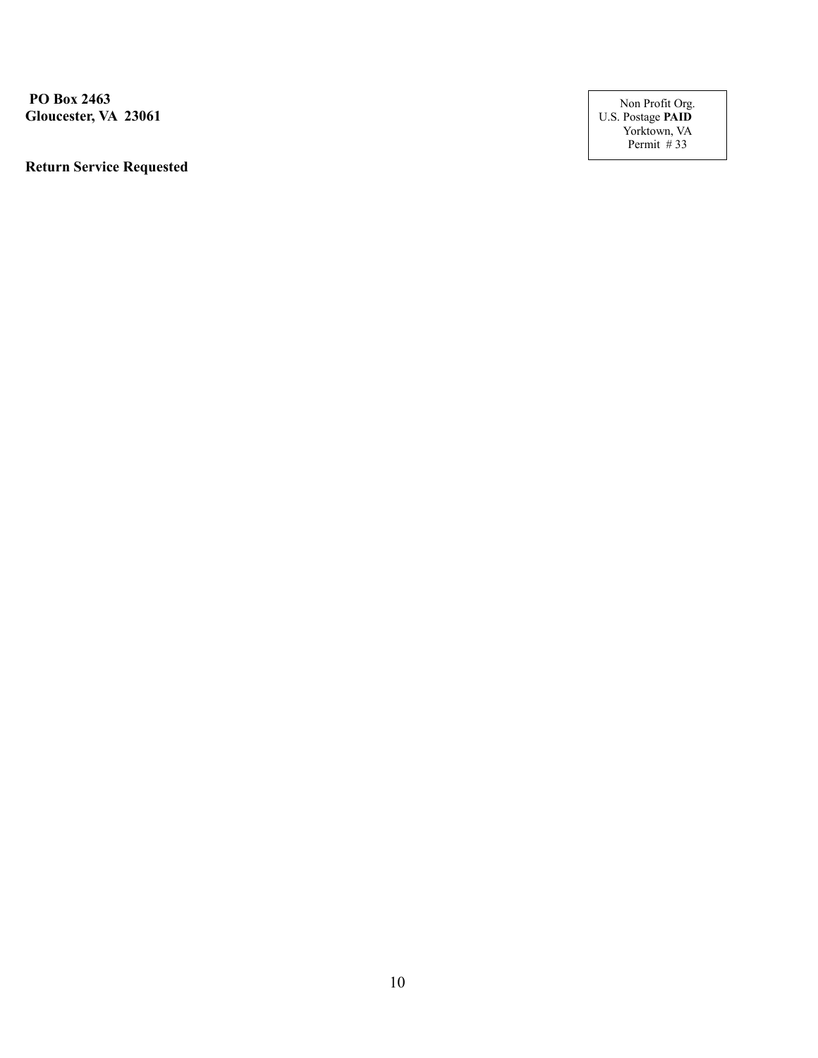**PO Box 2463**
**Gloucester, VA 23061**

**Return Service Requested**

Non Profit Org.
U.S. Postage **PAID**
Yorktown, VA
Permit # 33